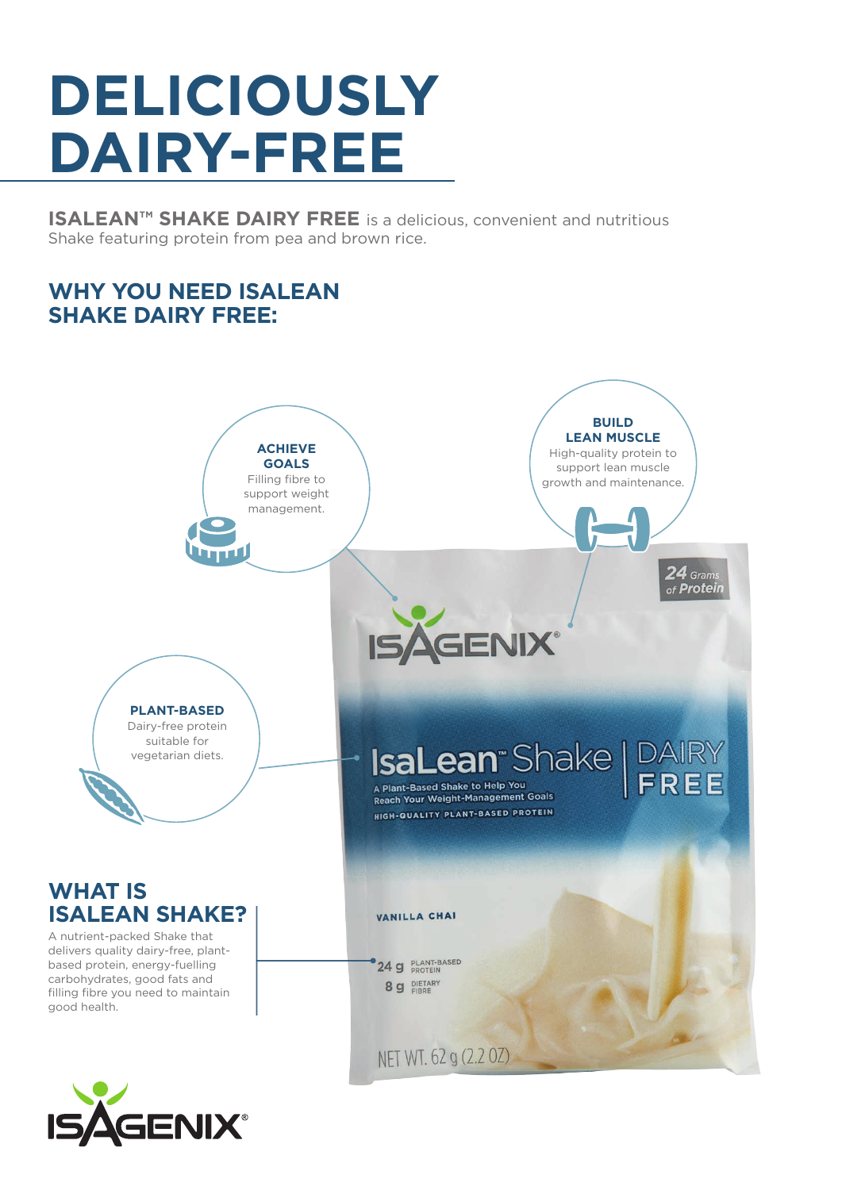# DELICIOUSLY DAIRY-FREE

**ISALEAN™ SHAKE DAIRY FREE** is a delicious, convenient and nutritious Shake featuring protein from pea and brown rice.

## WHY YOU NEED ISALEAN SHAKE DAIRY FREE:

**ACHIEVE GOALS**
Filling fibre to support weight management.

**BUILD LEAN MUSCLE**
High-quality protein to support lean muscle growth and maintenance.

**PLANT-BASED**
Dairy-free protein suitable for vegetarian diets.

24 Grams of Protein

ISAGENIX®

IsaLean™ Shake | DAIRY FREE

A Plant-Based Shake to Help You Reach Your Weight-Management Goals

HIGH-QUALITY PLANT-BASED PROTEIN

VANILLA CHAI

24 g PLANT-BASED PROTEIN

8 g DIETARY FIBRE

NET WT. 62 g (2.2 OZ)

## WHAT IS ISALEAN SHAKE?

A nutrient-packed Shake that delivers quality dairy-free, plant-based protein, energy-fuelling carbohydrates, good fats and filling fibre you need to maintain good health.

ISAGENIX®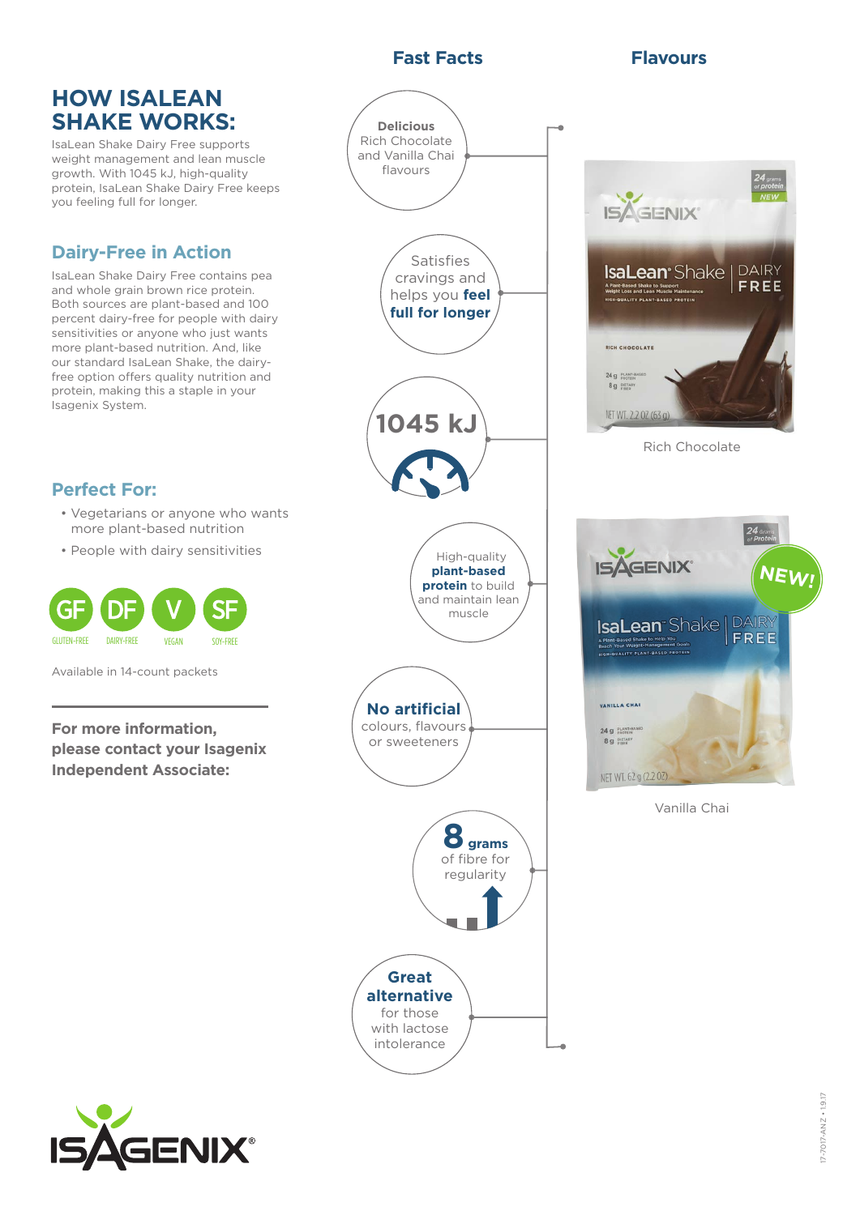# HOW ISALEAN SHAKE WORKS:

IsaLean Shake Dairy Free supports weight management and lean muscle growth. With 1045 kJ, high-quality protein, IsaLean Shake Dairy Free keeps you feeling full for longer.

## Dairy-Free in Action

IsaLean Shake Dairy Free contains pea and whole grain brown rice protein. Both sources are plant-based and 100 percent dairy-free for people with dairy sensitivities or anyone who just wants more plant-based nutrition. And, like our standard IsaLean Shake, the dairy-free option offers quality nutrition and protein, making this a staple in your Isagenix System.

## Perfect For:

- Vegetarians or anyone who wants more plant-based nutrition
- People with dairy sensitivities

GF GLUTEN-FREE · DF DAIRY-FREE · V VEGAN · SF SOY-FREE

Available in 14-count packets

**For more information, please contact your Isagenix Independent Associate:**

## Fast Facts

- **Delicious** Rich Chocolate and Vanilla Chai flavours
- Satisfies cravings and helps you **feel full for longer**
- **1045 kJ**
- High-quality **plant-based protein** to build and maintain lean muscle
- **No artificial** colours, flavours or sweeteners
- **8 grams** of fibre for regularity
- **Great alternative** for those with lactose intolerance

## Flavours

Rich Chocolate

Vanilla Chai

17-7017-ANZ • 1.9.17